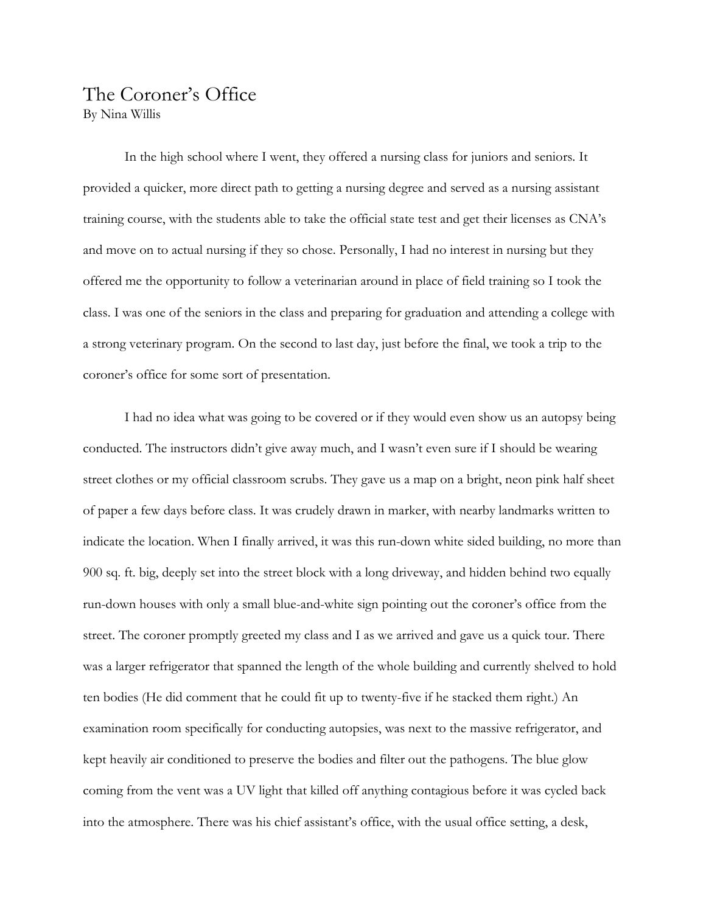# The Coroner's Office

By Nina Willis

In the high school where I went, they offered a nursing class for juniors and seniors. It provided a quicker, more direct path to getting a nursing degree and served as a nursing assistant training course, with the students able to take the official state test and get their licenses as CNA's and move on to actual nursing if they so chose. Personally, I had no interest in nursing but they offered me the opportunity to follow a veterinarian around in place of field training so I took the class. I was one of the seniors in the class and preparing for graduation and attending a college with a strong veterinary program. On the second to last day, just before the final, we took a trip to the coroner's office for some sort of presentation.

I had no idea what was going to be covered or if they would even show us an autopsy being conducted. The instructors didn't give away much, and I wasn't even sure if I should be wearing street clothes or my official classroom scrubs. They gave us a map on a bright, neon pink half sheet of paper a few days before class. It was crudely drawn in marker, with nearby landmarks written to indicate the location. When I finally arrived, it was this run-down white sided building, no more than 900 sq. ft. big, deeply set into the street block with a long driveway, and hidden behind two equally run-down houses with only a small blue-and-white sign pointing out the coroner's office from the street. The coroner promptly greeted my class and I as we arrived and gave us a quick tour. There was a larger refrigerator that spanned the length of the whole building and currently shelved to hold ten bodies (He did comment that he could fit up to twenty-five if he stacked them right.) An examination room specifically for conducting autopsies, was next to the massive refrigerator, and kept heavily air conditioned to preserve the bodies and filter out the pathogens. The blue glow coming from the vent was a UV light that killed off anything contagious before it was cycled back into the atmosphere. There was his chief assistant's office, with the usual office setting, a desk,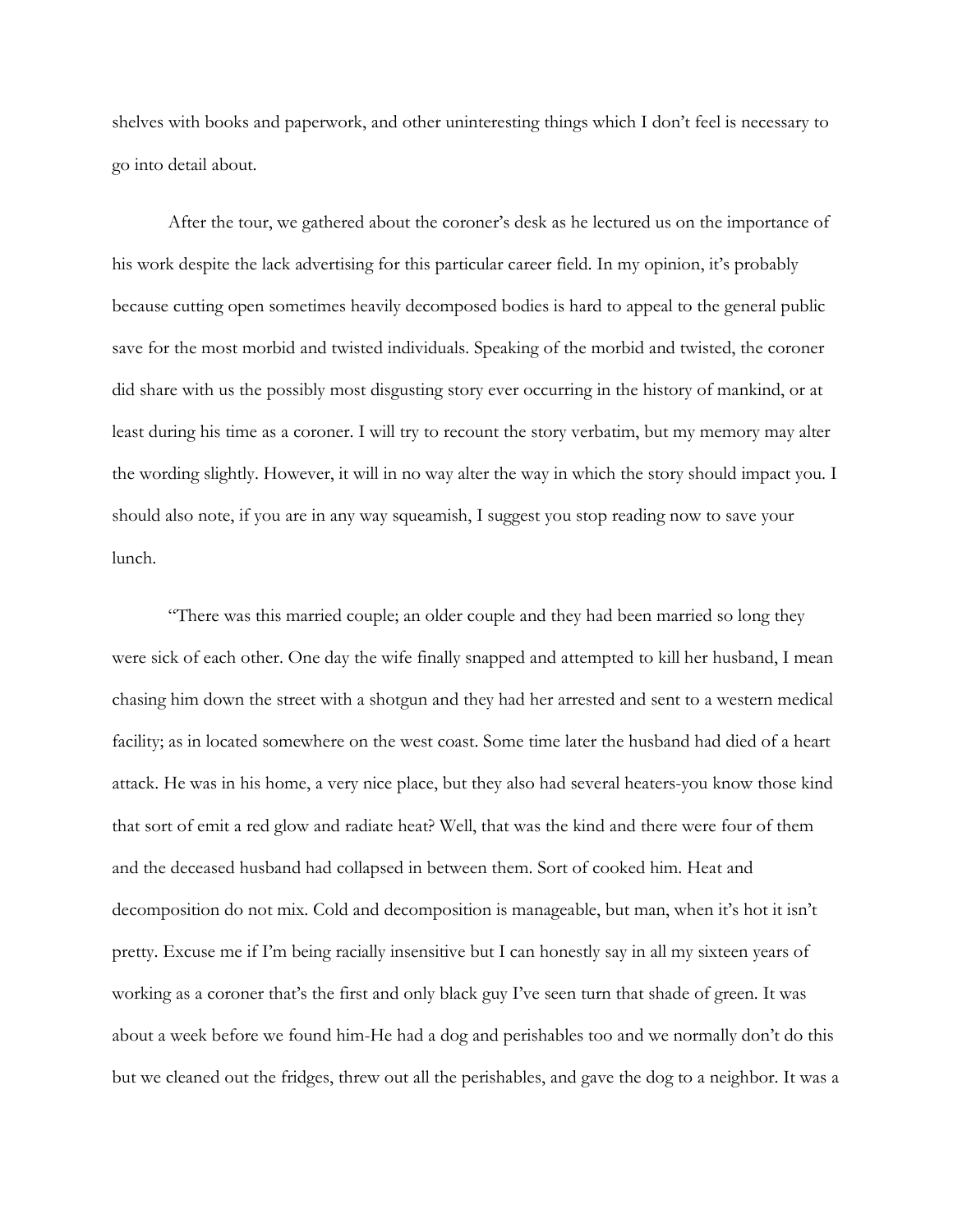shelves with books and paperwork, and other uninteresting things which I don't feel is necessary to go into detail about.

After the tour, we gathered about the coroner's desk as he lectured us on the importance of his work despite the lack advertising for this particular career field. In my opinion, it's probably because cutting open sometimes heavily decomposed bodies is hard to appeal to the general public save for the most morbid and twisted individuals. Speaking of the morbid and twisted, the coroner did share with us the possibly most disgusting story ever occurring in the history of mankind, or at least during his time as a coroner. I will try to recount the story verbatim, but my memory may alter the wording slightly. However, it will in no way alter the way in which the story should impact you. I should also note, if you are in any way squeamish, I suggest you stop reading now to save your lunch.

"There was this married couple; an older couple and they had been married so long they were sick of each other. One day the wife finally snapped and attempted to kill her husband, I mean chasing him down the street with a shotgun and they had her arrested and sent to a western medical facility; as in located somewhere on the west coast. Some time later the husband had died of a heart attack. He was in his home, a very nice place, but they also had several heaters-you know those kind that sort of emit a red glow and radiate heat? Well, that was the kind and there were four of them and the deceased husband had collapsed in between them. Sort of cooked him. Heat and decomposition do not mix. Cold and decomposition is manageable, but man, when it's hot it isn't pretty. Excuse me if I'm being racially insensitive but I can honestly say in all my sixteen years of working as a coroner that's the first and only black guy I've seen turn that shade of green. It was about a week before we found him-He had a dog and perishables too and we normally don't do this but we cleaned out the fridges, threw out all the perishables, and gave the dog to a neighbor. It was a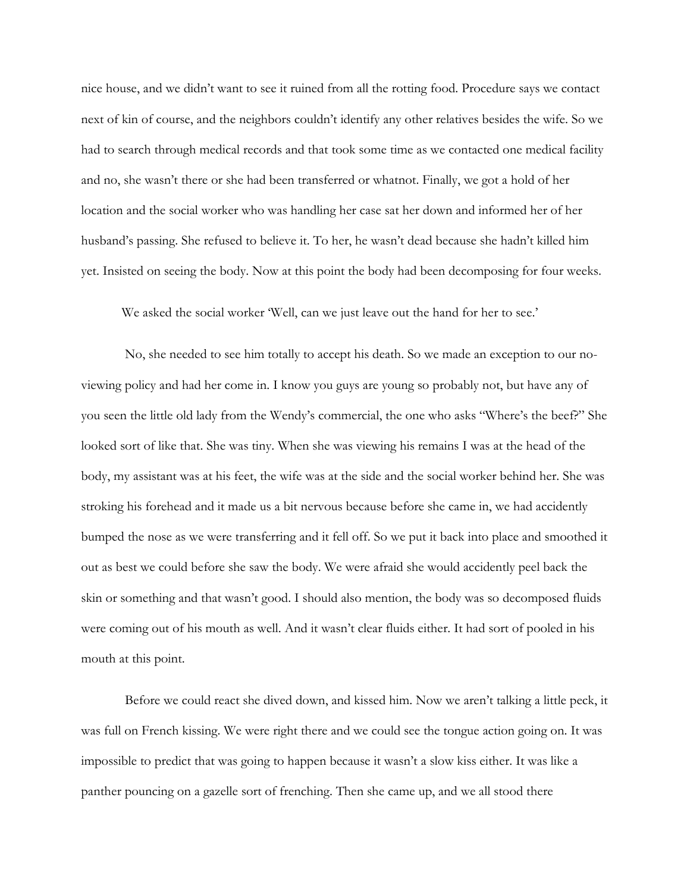nice house, and we didn't want to see it ruined from all the rotting food. Procedure says we contact next of kin of course, and the neighbors couldn't identify any other relatives besides the wife. So we had to search through medical records and that took some time as we contacted one medical facility and no, she wasn't there or she had been transferred or whatnot. Finally, we got a hold of her location and the social worker who was handling her case sat her down and informed her of her husband's passing. She refused to believe it. To her, he wasn't dead because she hadn't killed him yet. Insisted on seeing the body. Now at this point the body had been decomposing for four weeks.

We asked the social worker 'Well, can we just leave out the hand for her to see.'

No, she needed to see him totally to accept his death. So we made an exception to our no-viewing policy and had her come in. I know you guys are young so probably not, but have any of you seen the little old lady from the Wendy's commercial, the one who asks "Where's the beef?" She looked sort of like that. She was tiny. When she was viewing his remains I was at the head of the body, my assistant was at his feet, the wife was at the side and the social worker behind her. She was stroking his forehead and it made us a bit nervous because before she came in, we had accidently bumped the nose as we were transferring and it fell off. So we put it back into place and smoothed it out as best we could before she saw the body. We were afraid she would accidently peel back the skin or something and that wasn't good. I should also mention, the body was so decomposed fluids were coming out of his mouth as well. And it wasn't clear fluids either. It had sort of pooled in his mouth at this point.

Before we could react she dived down, and kissed him. Now we aren't talking a little peck, it was full on French kissing. We were right there and we could see the tongue action going on. It was impossible to predict that was going to happen because it wasn't a slow kiss either. It was like a panther pouncing on a gazelle sort of frenching. Then she came up, and we all stood there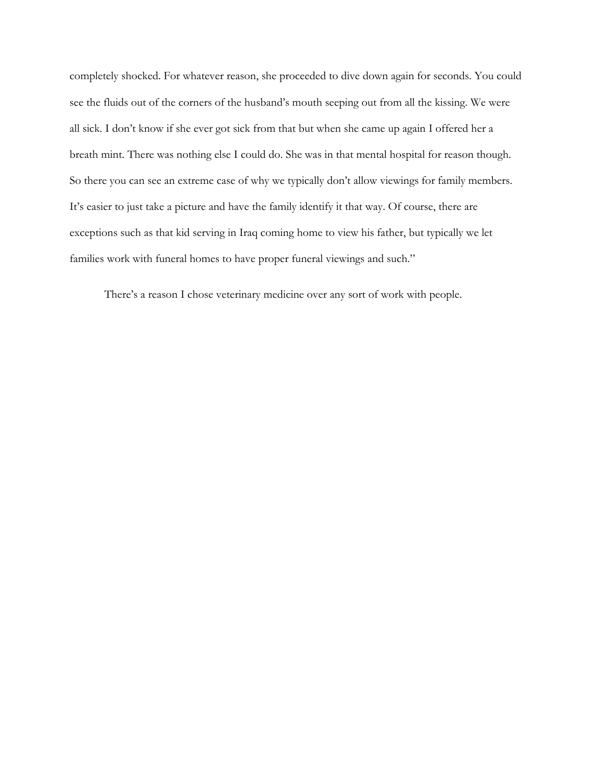completely shocked. For whatever reason, she proceeded to dive down again for seconds. You could see the fluids out of the corners of the husband's mouth seeping out from all the kissing. We were all sick. I don't know if she ever got sick from that but when she came up again I offered her a breath mint. There was nothing else I could do. She was in that mental hospital for reason though. So there you can see an extreme case of why we typically don't allow viewings for family members. It's easier to just take a picture and have the family identify it that way. Of course, there are exceptions such as that kid serving in Iraq coming home to view his father, but typically we let families work with funeral homes to have proper funeral viewings and such."

There's a reason I chose veterinary medicine over any sort of work with people.